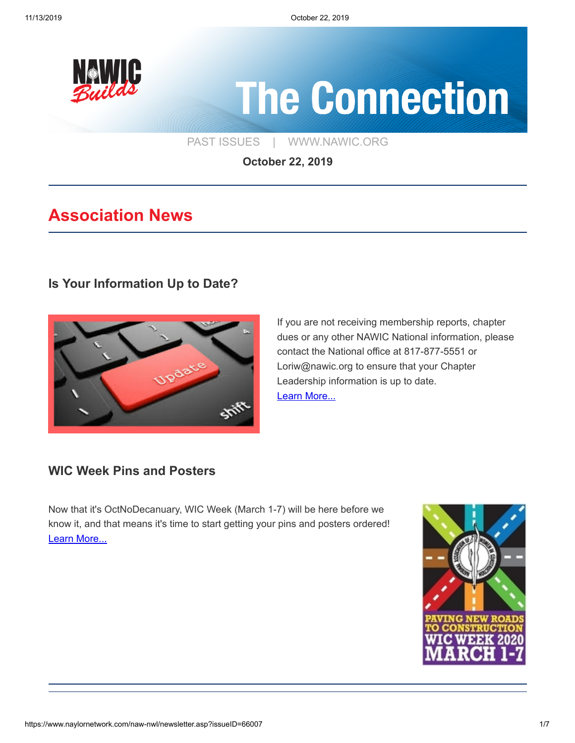# The Connection

PAST ISSUES | WWW.NAWIC.ORG

**October 22, 2019**

## Association News

### Is Your Information Up to Date?

If you are not receiving membership reports, chapter dues or any other NAWIC National information, please contact the National office at 817-877-5551 or Loriw@nawic.org to ensure that your Chapter Leadership information is up to date.
Learn More...

### WIC Week Pins and Posters

Now that it's OctNoDecanuary, WIC Week (March 1-7) will be here before we know it, and that means it's time to start getting your pins and posters ordered!
Learn More...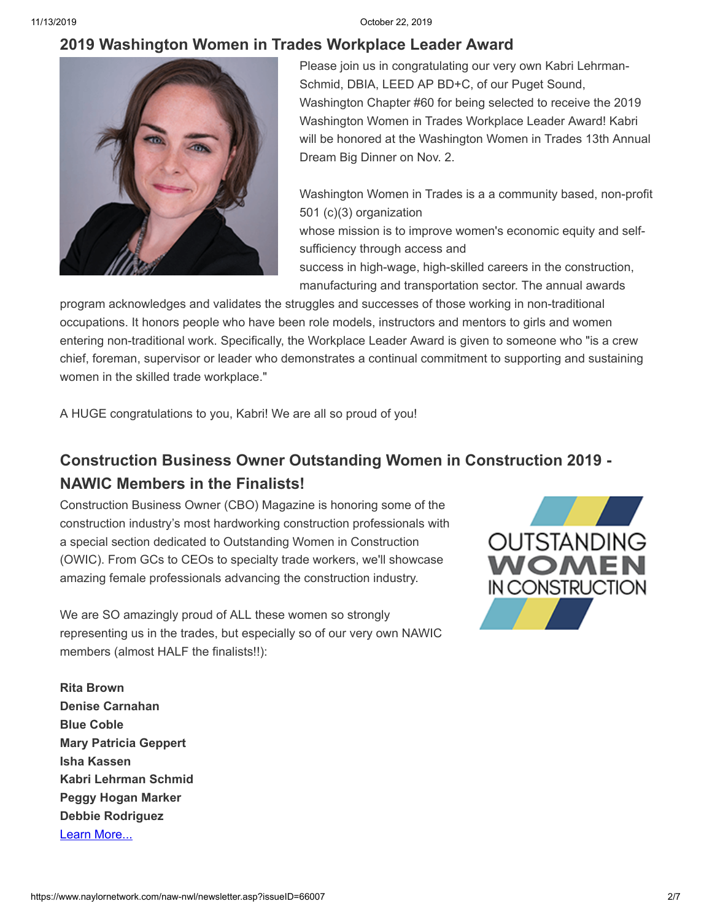## 2019 Washington Women in Trades Workplace Leader Award

Please join us in congratulating our very own Kabri Lehrman-Schmid, DBIA, LEED AP BD+C, of our Puget Sound, Washington Chapter #60 for being selected to receive the 2019 Washington Women in Trades Workplace Leader Award! Kabri will be honored at the Washington Women in Trades 13th Annual Dream Big Dinner on Nov. 2.

Washington Women in Trades is a a community based, non-profit 501 (c)(3) organization whose mission is to improve women's economic equity and self-sufficiency through access and success in high-wage, high-skilled careers in the construction, manufacturing and transportation sector. The annual awards program acknowledges and validates the struggles and successes of those working in non-traditional occupations. It honors people who have been role models, instructors and mentors to girls and women entering non-traditional work. Specifically, the Workplace Leader Award is given to someone who "is a crew chief, foreman, supervisor or leader who demonstrates a continual commitment to supporting and sustaining women in the skilled trade workplace."

A HUGE congratulations to you, Kabri! We are all so proud of you!

## Construction Business Owner Outstanding Women in Construction 2019 - NAWIC Members in the Finalists!

Construction Business Owner (CBO) Magazine is honoring some of the construction industry's most hardworking construction professionals with a special section dedicated to Outstanding Women in Construction (OWIC). From GCs to CEOs to specialty trade workers, we'll showcase amazing female professionals advancing the construction industry.

We are SO amazingly proud of ALL these women so strongly representing us in the trades, but especially so of our very own NAWIC members (almost HALF the finalists!!):

**Rita Brown**
**Denise Carnahan**
**Blue Coble**
**Mary Patricia Geppert**
**Isha Kassen**
**Kabri Lehrman Schmid**
**Peggy Hogan Marker**
**Debbie Rodriguez**

Learn More...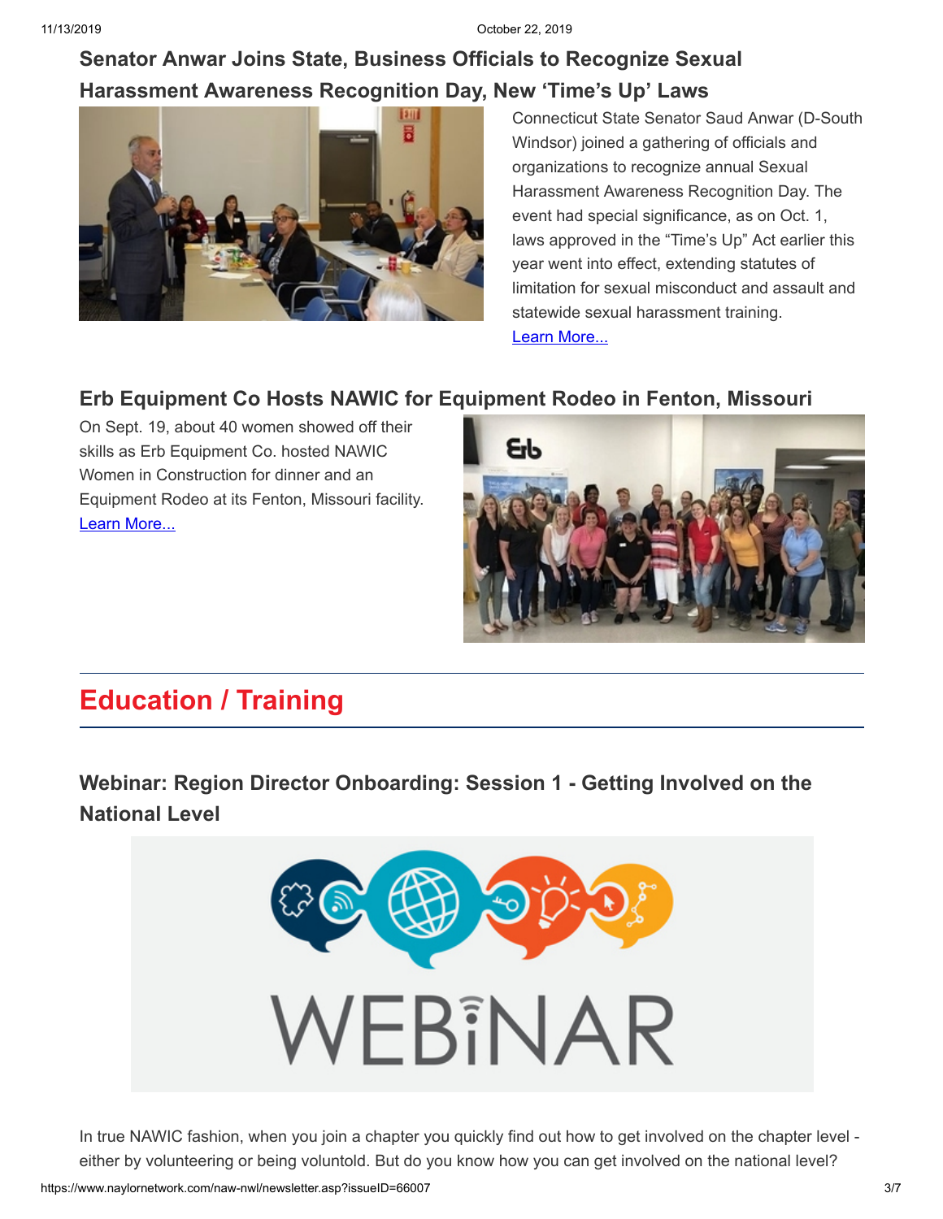### Senator Anwar Joins State, Business Officials to Recognize Sexual Harassment Awareness Recognition Day, New 'Time's Up' Laws

Connecticut State Senator Saud Anwar (D-South Windsor) joined a gathering of officials and organizations to recognize annual Sexual Harassment Awareness Recognition Day. The event had special significance, as on Oct. 1, laws approved in the "Time's Up" Act earlier this year went into effect, extending statutes of limitation for sexual misconduct and assault and statewide sexual harassment training.
Learn More...

### Erb Equipment Co Hosts NAWIC for Equipment Rodeo in Fenton, Missouri

On Sept. 19, about 40 women showed off their skills as Erb Equipment Co. hosted NAWIC Women in Construction for dinner and an Equipment Rodeo at its Fenton, Missouri facility.
Learn More...

## Education / Training

### Webinar: Region Director Onboarding: Session 1 - Getting Involved on the National Level

In true NAWIC fashion, when you join a chapter you quickly find out how to get involved on the chapter level - either by volunteering or being voluntold. But do you know how you can get involved on the national level?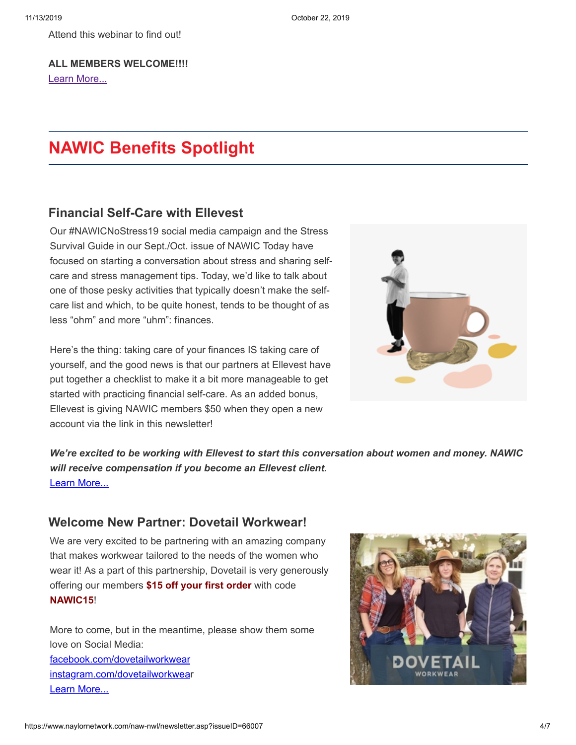Attend this webinar to find out!

**ALL MEMBERS WELCOME!!!!**

Learn More...

## NAWIC Benefits Spotlight

### Financial Self-Care with Ellevest

Our #NAWICNoStress19 social media campaign and the Stress Survival Guide in our Sept./Oct. issue of NAWIC Today have focused on starting a conversation about stress and sharing self-care and stress management tips. Today, we'd like to talk about one of those pesky activities that typically doesn't make the self-care list and which, to be quite honest, tends to be thought of as less "ohm" and more "uhm": finances.

Here's the thing: taking care of your finances IS taking care of yourself, and the good news is that our partners at Ellevest have put together a checklist to make it a bit more manageable to get started with practicing financial self-care. As an added bonus, Ellevest is giving NAWIC members $50 when they open a new account via the link in this newsletter!

***We're excited to be working with Ellevest to start this conversation about women and money. NAWIC will receive compensation if you become an Ellevest client.***

Learn More...

### Welcome New Partner: Dovetail Workwear!

We are very excited to be partnering with an amazing company that makes workwear tailored to the needs of the women who wear it! As a part of this partnership, Dovetail is very generously offering our members **$15 off your first order** with code **NAWIC15**!

More to come, but in the meantime, please show them some love on Social Media:

facebook.com/dovetailworkwear

instagram.com/dovetailworkwear

Learn More...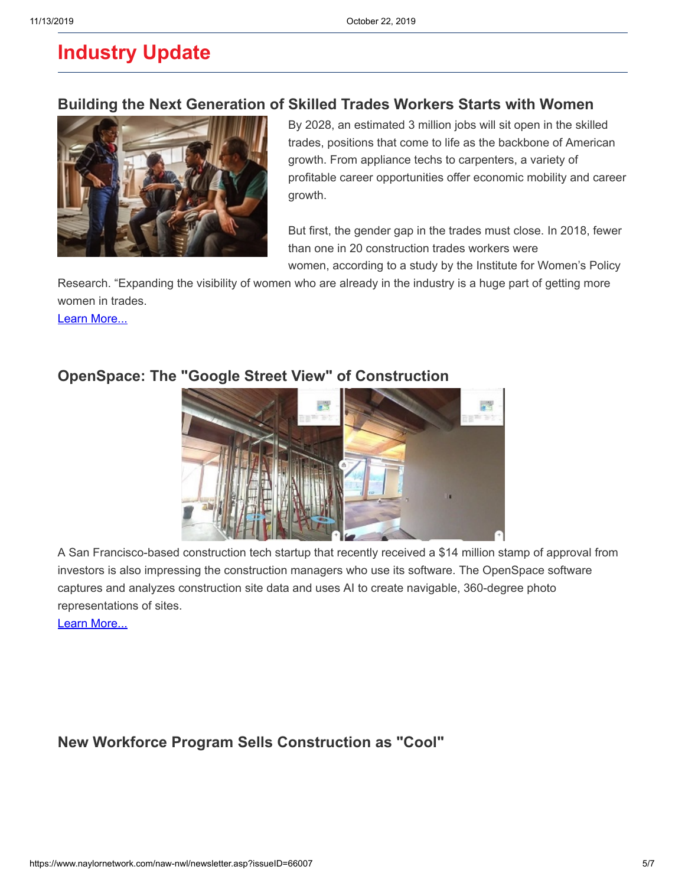# Industry Update

### Building the Next Generation of Skilled Trades Workers Starts with Women

By 2028, an estimated 3 million jobs will sit open in the skilled trades, positions that come to life as the backbone of American growth. From appliance techs to carpenters, a variety of profitable career opportunities offer economic mobility and career growth.

But first, the gender gap in the trades must close. In 2018, fewer than one in 20 construction trades workers were women, according to a study by the Institute for Women's Policy Research. "Expanding the visibility of women who are already in the industry is a huge part of getting more women in trades.

Learn More...

### OpenSpace: The "Google Street View" of Construction

A San Francisco-based construction tech startup that recently received a $14 million stamp of approval from investors is also impressing the construction managers who use its software. The OpenSpace software captures and analyzes construction site data and uses AI to create navigable, 360-degree photo representations of sites.

Learn More...

### New Workforce Program Sells Construction as "Cool"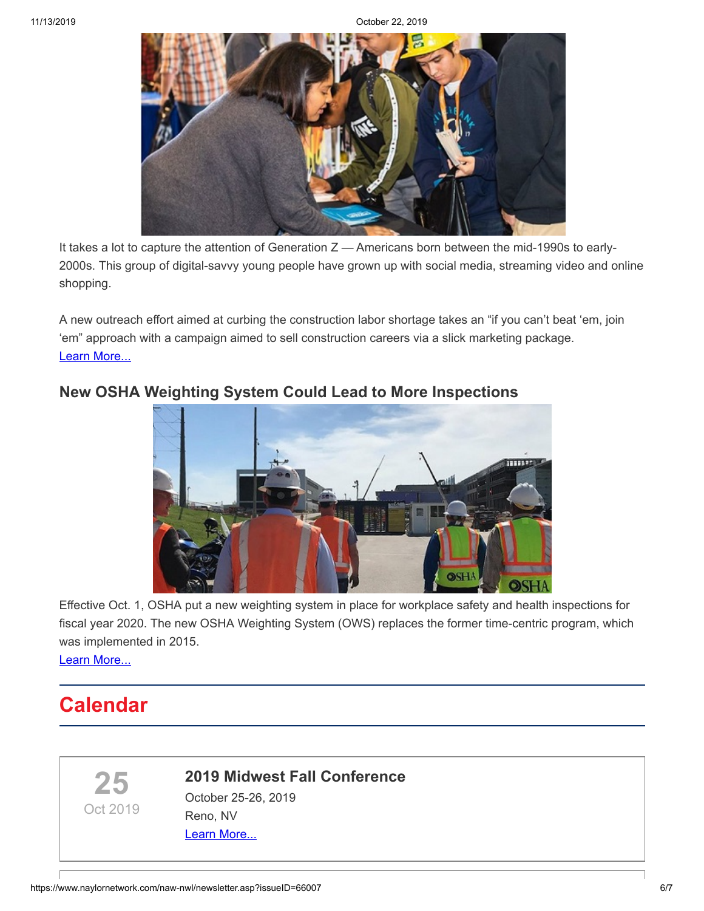It takes a lot to capture the attention of Generation Z — Americans born between the mid-1990s to early-2000s. This group of digital-savvy young people have grown up with social media, streaming video and online shopping.

A new outreach effort aimed at curbing the construction labor shortage takes an “if you can’t beat ‘em, join ‘em” approach with a campaign aimed to sell construction careers via a slick marketing package.
Learn More...

### New OSHA Weighting System Could Lead to More Inspections

Effective Oct. 1, OSHA put a new weighting system in place for workplace safety and health inspections for fiscal year 2020. The new OSHA Weighting System (OWS) replaces the former time-centric program, which was implemented in 2015.
Learn More...

## Calendar

**25**
Oct 2019

### 2019 Midwest Fall Conference

October 25-26, 2019
Reno, NV
Learn More...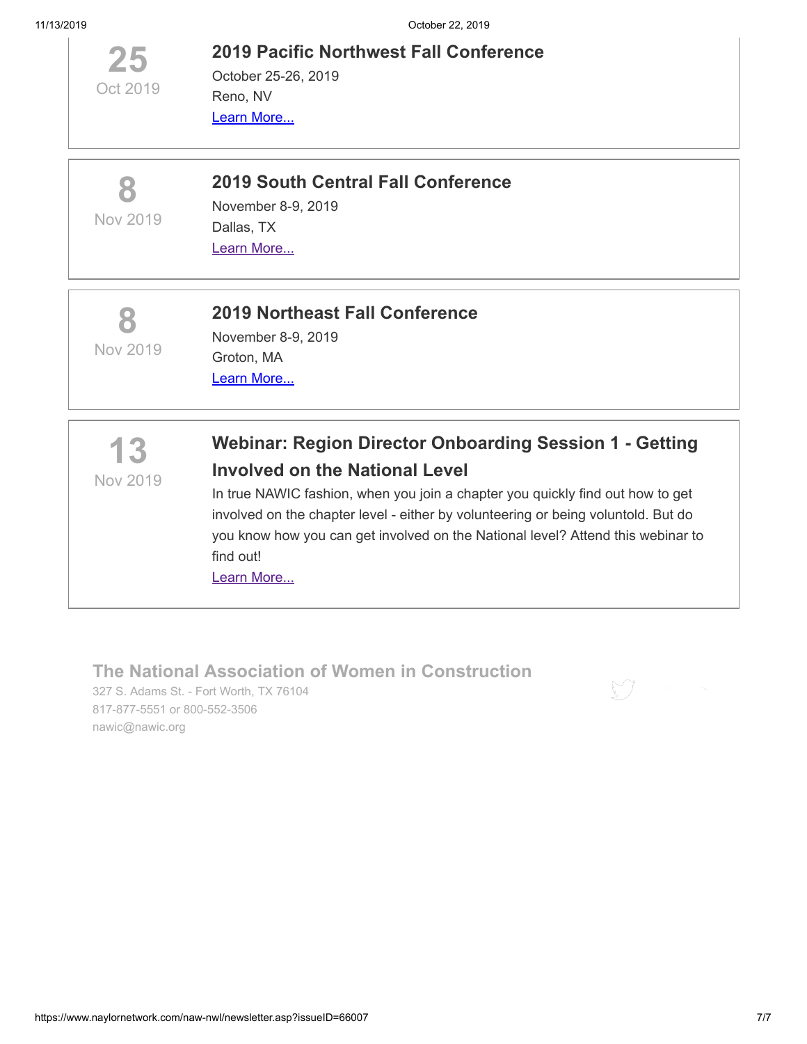25
Oct 2019

### 2019 Pacific Northwest Fall Conference

October 25-26, 2019
Reno, NV
Learn More...

8
Nov 2019

### 2019 South Central Fall Conference

November 8-9, 2019
Dallas, TX
Learn More...

8
Nov 2019

### 2019 Northeast Fall Conference

November 8-9, 2019
Groton, MA
Learn More...

13
Nov 2019

### Webinar: Region Director Onboarding Session 1 - Getting Involved on the National Level

In true NAWIC fashion, when you join a chapter you quickly find out how to get involved on the chapter level - either by volunteering or being voluntold. But do you know how you can get involved on the National level? Attend this webinar to find out!
Learn More...

**The National Association of Women in Construction**
327 S. Adams St. - Fort Worth, TX 76104
817-877-5551 or 800-552-3506
nawic@nawic.org